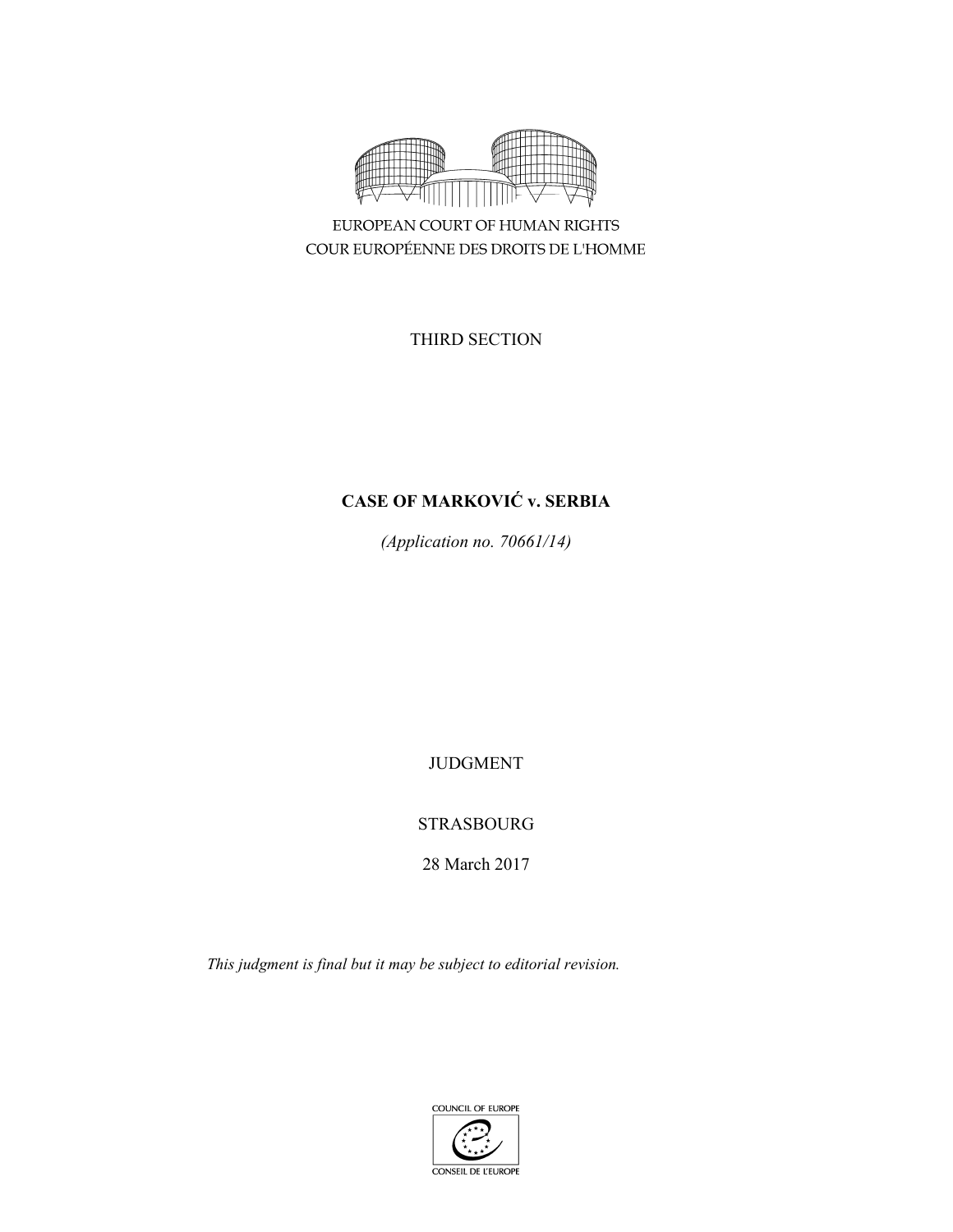EUROPEAN COURT OF HUMAN RIGHTS
COUR EUROPÉENNE DES DROITS DE L'HOMME

THIRD SECTION

**CASE OF MARKOVIĆ v. SERBIA**

*(Application no. 70661/14)*

JUDGMENT

STRASBOURG

28 March 2017

*This judgment is final but it may be subject to editorial revision.*

COUNCIL OF EUROPE
CONSEIL DE L'EUROPE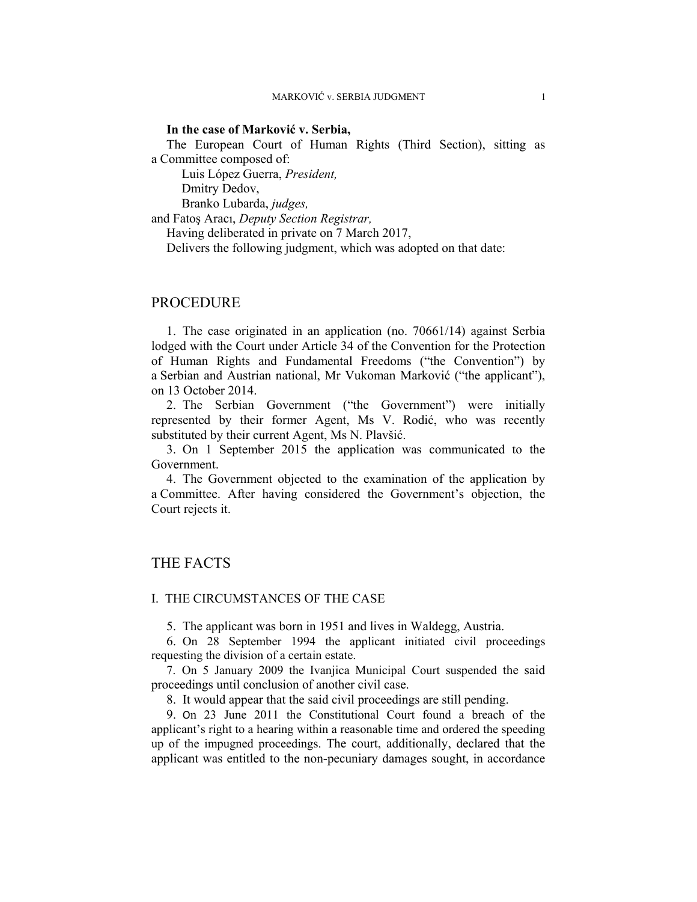**In the case of Marković v. Serbia,**

The European Court of Human Rights (Third Section), sitting as a Committee composed of:

Luis López Guerra, *President,*
Dmitry Dedov,
Branko Lubarda, *judges,*
and Fatoş Aracı, *Deputy Section Registrar,*

Having deliberated in private on 7 March 2017,

Delivers the following judgment, which was adopted on that date:

## PROCEDURE

1. The case originated in an application (no. 70661/14) against Serbia lodged with the Court under Article 34 of the Convention for the Protection of Human Rights and Fundamental Freedoms ("the Convention") by a Serbian and Austrian national, Mr Vukoman Marković ("the applicant"), on 13 October 2014.

2. The Serbian Government ("the Government") were initially represented by their former Agent, Ms V. Rodić, who was recently substituted by their current Agent, Ms N. Plavšić.

3. On 1 September 2015 the application was communicated to the Government.

4. The Government objected to the examination of the application by a Committee. After having considered the Government's objection, the Court rejects it.

## THE FACTS

### I. THE CIRCUMSTANCES OF THE CASE

5. The applicant was born in 1951 and lives in Waldegg, Austria.

6. On 28 September 1994 the applicant initiated civil proceedings requesting the division of a certain estate.

7. On 5 January 2009 the Ivanjica Municipal Court suspended the said proceedings until conclusion of another civil case.

8. It would appear that the said civil proceedings are still pending.

9. On 23 June 2011 the Constitutional Court found a breach of the applicant's right to a hearing within a reasonable time and ordered the speeding up of the impugned proceedings. The court, additionally, declared that the applicant was entitled to the non-pecuniary damages sought, in accordance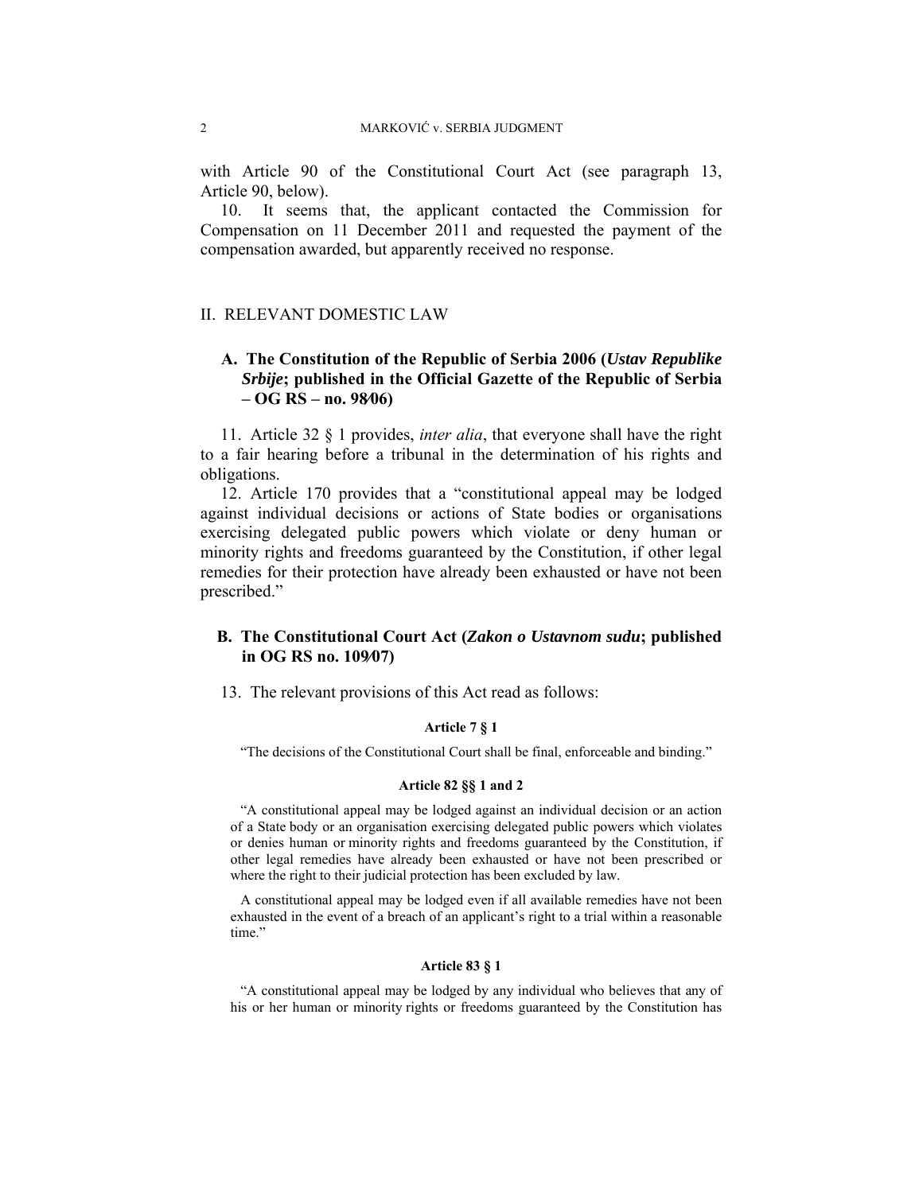with Article 90 of the Constitutional Court Act (see paragraph 13, Article 90, below).

10. It seems that, the applicant contacted the Commission for Compensation on 11 December 2011 and requested the payment of the compensation awarded, but apparently received no response.

## II. RELEVANT DOMESTIC LAW

### A. The Constitution of the Republic of Serbia 2006 (*Ustav Republike Srbije*; published in the Official Gazette of the Republic of Serbia – OG RS – no. 98/06)

11. Article 32 § 1 provides, *inter alia*, that everyone shall have the right to a fair hearing before a tribunal in the determination of his rights and obligations.

12. Article 170 provides that a "constitutional appeal may be lodged against individual decisions or actions of State bodies or organisations exercising delegated public powers which violate or deny human or minority rights and freedoms guaranteed by the Constitution, if other legal remedies for their protection have already been exhausted or have not been prescribed."

### B. The Constitutional Court Act (*Zakon o Ustavnom sudu*; published in OG RS no. 109/07)

13. The relevant provisions of this Act read as follows:

**Article 7 § 1**

"The decisions of the Constitutional Court shall be final, enforceable and binding."

**Article 82 §§ 1 and 2**

"A constitutional appeal may be lodged against an individual decision or an action of a State body or an organisation exercising delegated public powers which violates or denies human or minority rights and freedoms guaranteed by the Constitution, if other legal remedies have already been exhausted or have not been prescribed or where the right to their judicial protection has been excluded by law.

A constitutional appeal may be lodged even if all available remedies have not been exhausted in the event of a breach of an applicant's right to a trial within a reasonable time."

**Article 83 § 1**

"A constitutional appeal may be lodged by any individual who believes that any of his or her human or minority rights or freedoms guaranteed by the Constitution has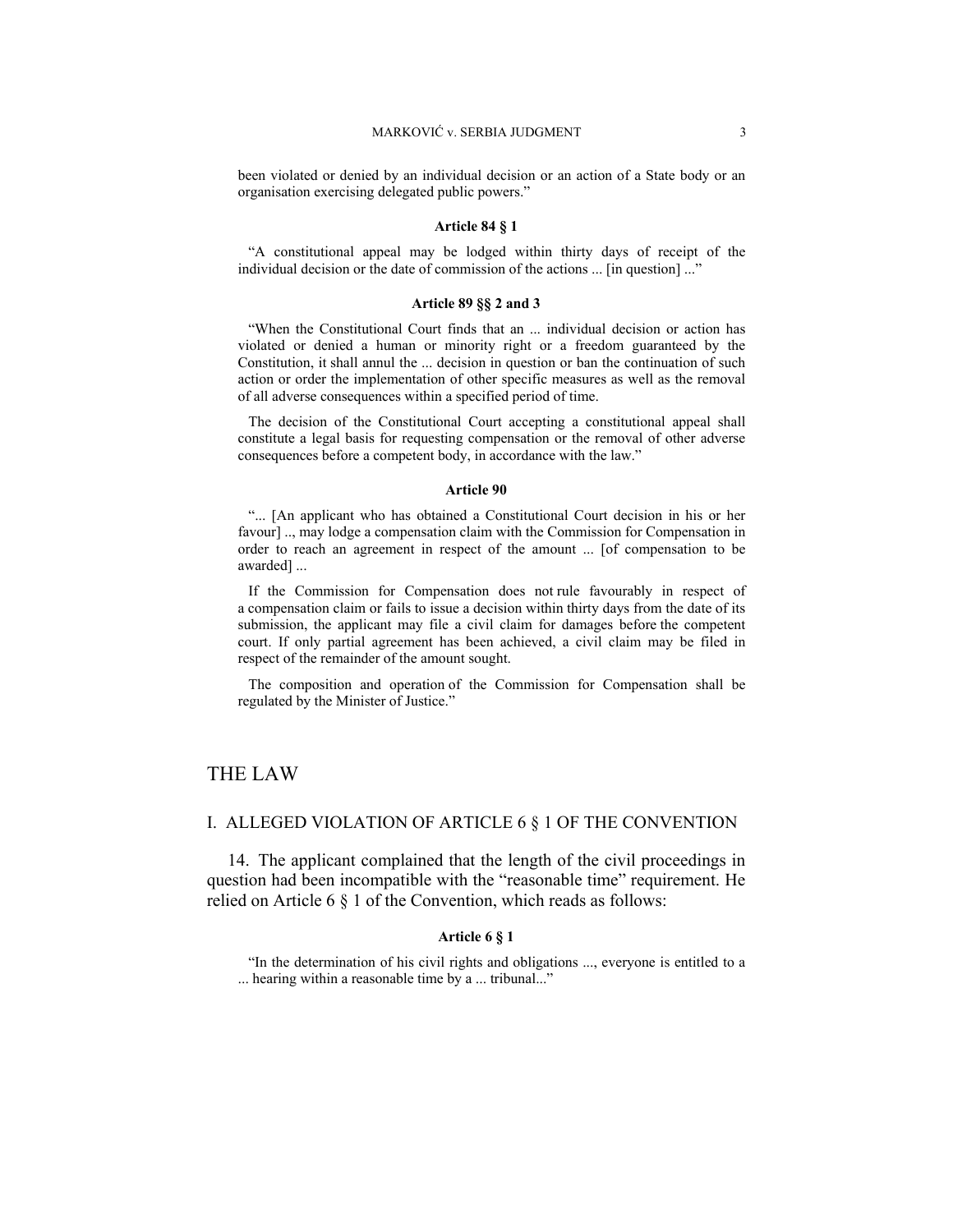been violated or denied by an individual decision or an action of a State body or an organisation exercising delegated public powers."

**Article 84 § 1**

"A constitutional appeal may be lodged within thirty days of receipt of the individual decision or the date of commission of the actions ... [in question] ..."

**Article 89 §§ 2 and 3**

"When the Constitutional Court finds that an ... individual decision or action has violated or denied a human or minority right or a freedom guaranteed by the Constitution, it shall annul the ... decision in question or ban the continuation of such action or order the implementation of other specific measures as well as the removal of all adverse consequences within a specified period of time.

The decision of the Constitutional Court accepting a constitutional appeal shall constitute a legal basis for requesting compensation or the removal of other adverse consequences before a competent body, in accordance with the law."

**Article 90**

"... [An applicant who has obtained a Constitutional Court decision in his or her favour] .., may lodge a compensation claim with the Commission for Compensation in order to reach an agreement in respect of the amount ... [of compensation to be awarded] ...

If the Commission for Compensation does not rule favourably in respect of a compensation claim or fails to issue a decision within thirty days from the date of its submission, the applicant may file a civil claim for damages before the competent court. If only partial agreement has been achieved, a civil claim may be filed in respect of the remainder of the amount sought.

The composition and operation of the Commission for Compensation shall be regulated by the Minister of Justice."

# THE LAW

## I. ALLEGED VIOLATION OF ARTICLE 6 § 1 OF THE CONVENTION

14. The applicant complained that the length of the civil proceedings in question had been incompatible with the "reasonable time" requirement. He relied on Article 6 § 1 of the Convention, which reads as follows:

**Article 6 § 1**

"In the determination of his civil rights and obligations ..., everyone is entitled to a ... hearing within a reasonable time by a ... tribunal..."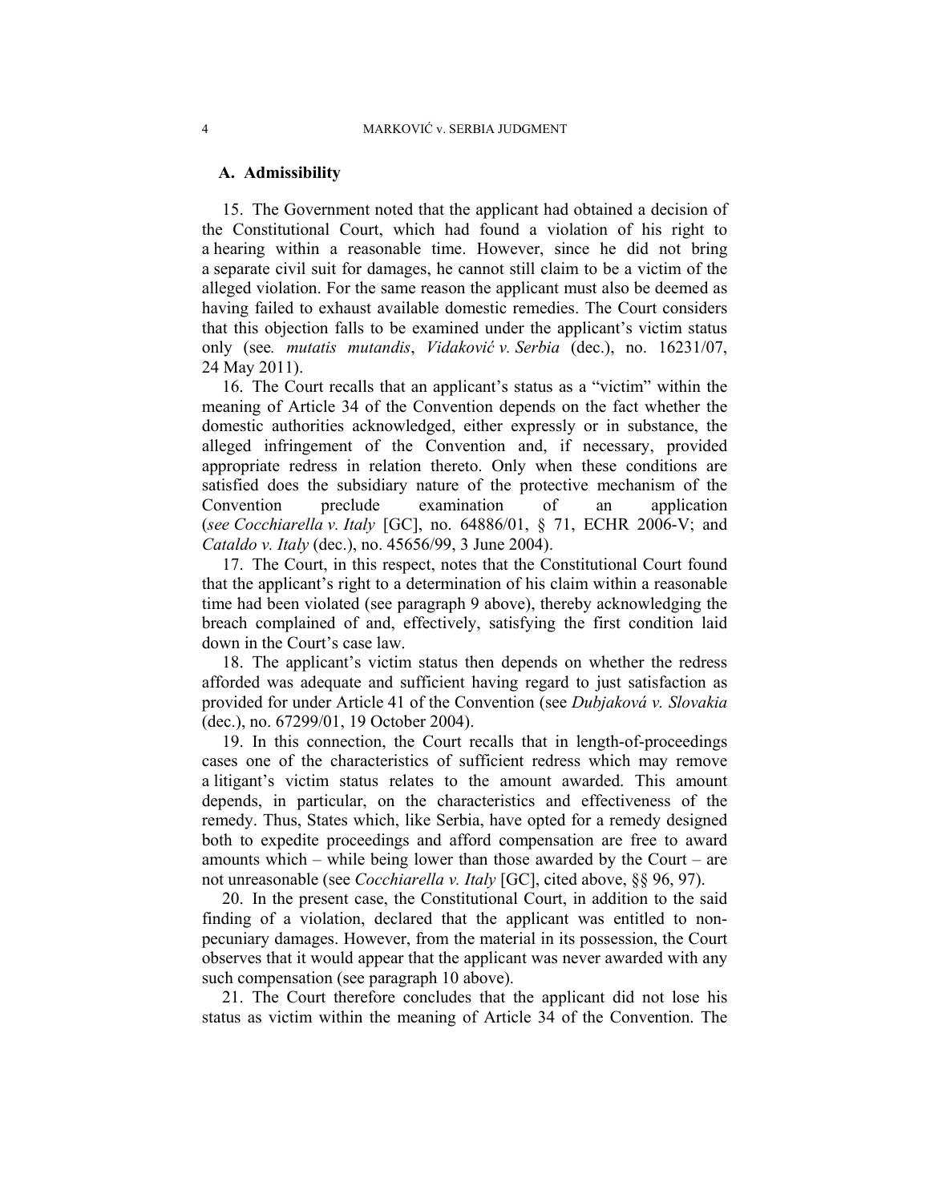### A. Admissibility

15. The Government noted that the applicant had obtained a decision of the Constitutional Court, which had found a violation of his right to a hearing within a reasonable time. However, since he did not bring a separate civil suit for damages, he cannot still claim to be a victim of the alleged violation. For the same reason the applicant must also be deemed as having failed to exhaust available domestic remedies. The Court considers that this objection falls to be examined under the applicant's victim status only (see*. mutatis mutandis*, *Vidaković v. Serbia* (dec.), no. 16231/07, 24 May 2011).

16. The Court recalls that an applicant's status as a "victim" within the meaning of Article 34 of the Convention depends on the fact whether the domestic authorities acknowledged, either expressly or in substance, the alleged infringement of the Convention and, if necessary, provided appropriate redress in relation thereto. Only when these conditions are satisfied does the subsidiary nature of the protective mechanism of the Convention preclude examination of an application (*see Cocchiarella v. Italy* [GC], no. 64886/01, § 71, ECHR 2006-V; and *Cataldo v. Italy* (dec.), no. 45656/99, 3 June 2004).

17. The Court, in this respect, notes that the Constitutional Court found that the applicant's right to a determination of his claim within a reasonable time had been violated (see paragraph 9 above), thereby acknowledging the breach complained of and, effectively, satisfying the first condition laid down in the Court's case law.

18. The applicant's victim status then depends on whether the redress afforded was adequate and sufficient having regard to just satisfaction as provided for under Article 41 of the Convention (see *Dubjaková v. Slovakia* (dec.), no. 67299/01, 19 October 2004).

19. In this connection, the Court recalls that in length-of-proceedings cases one of the characteristics of sufficient redress which may remove a litigant's victim status relates to the amount awarded. This amount depends, in particular, on the characteristics and effectiveness of the remedy. Thus, States which, like Serbia, have opted for a remedy designed both to expedite proceedings and afford compensation are free to award amounts which – while being lower than those awarded by the Court – are not unreasonable (see *Cocchiarella v. Italy* [GC], cited above, §§ 96, 97).

20. In the present case, the Constitutional Court, in addition to the said finding of a violation, declared that the applicant was entitled to non-pecuniary damages. However, from the material in its possession, the Court observes that it would appear that the applicant was never awarded with any such compensation (see paragraph 10 above).

21. The Court therefore concludes that the applicant did not lose his status as victim within the meaning of Article 34 of the Convention. The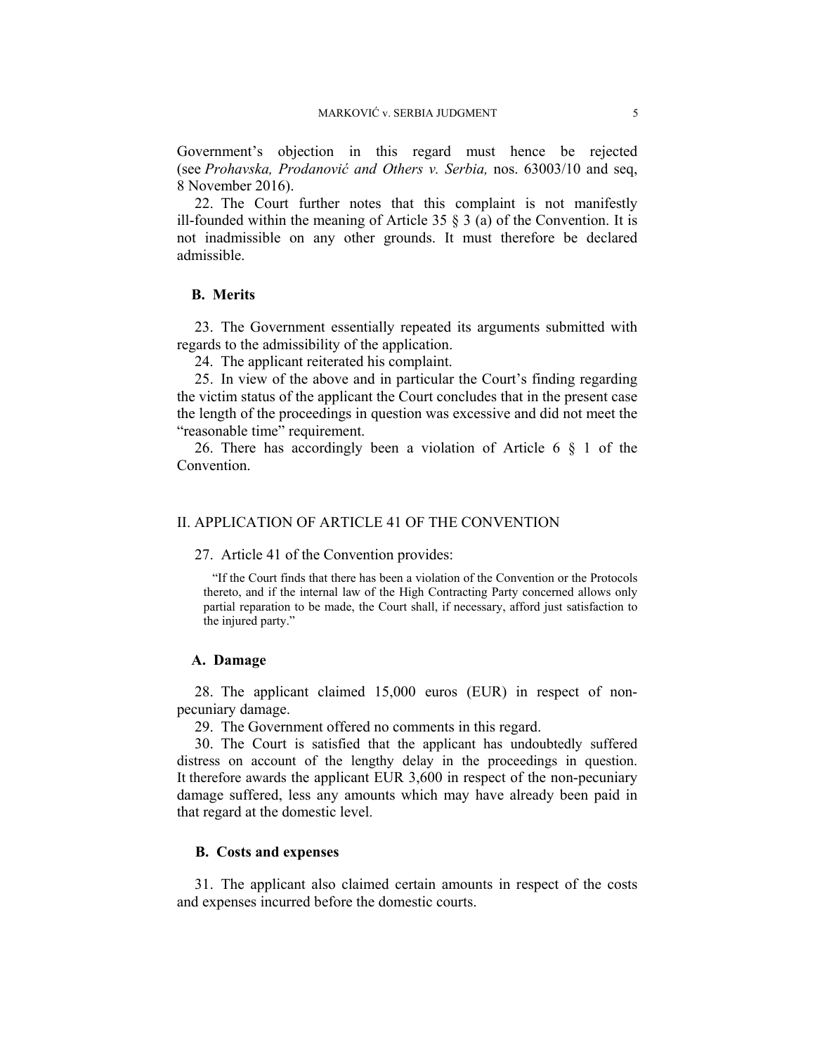Government's objection in this regard must hence be rejected (see *Prohavska, Prodanović and Others v. Serbia,* nos. 63003/10 and seq, 8 November 2016).

22. The Court further notes that this complaint is not manifestly ill-founded within the meaning of Article 35 § 3 (a) of the Convention. It is not inadmissible on any other grounds. It must therefore be declared admissible.

### B. Merits

23. The Government essentially repeated its arguments submitted with regards to the admissibility of the application.

24. The applicant reiterated his complaint.

25. In view of the above and in particular the Court's finding regarding the victim status of the applicant the Court concludes that in the present case the length of the proceedings in question was excessive and did not meet the "reasonable time" requirement.

26. There has accordingly been a violation of Article 6 § 1 of the Convention.

## II. APPLICATION OF ARTICLE 41 OF THE CONVENTION

27. Article 41 of the Convention provides:

> "If the Court finds that there has been a violation of the Convention or the Protocols thereto, and if the internal law of the High Contracting Party concerned allows only partial reparation to be made, the Court shall, if necessary, afford just satisfaction to the injured party."

### A. Damage

28. The applicant claimed 15,000 euros (EUR) in respect of non-pecuniary damage.

29. The Government offered no comments in this regard.

30. The Court is satisfied that the applicant has undoubtedly suffered distress on account of the lengthy delay in the proceedings in question. It therefore awards the applicant EUR 3,600 in respect of the non-pecuniary damage suffered, less any amounts which may have already been paid in that regard at the domestic level.

### B. Costs and expenses

31. The applicant also claimed certain amounts in respect of the costs and expenses incurred before the domestic courts.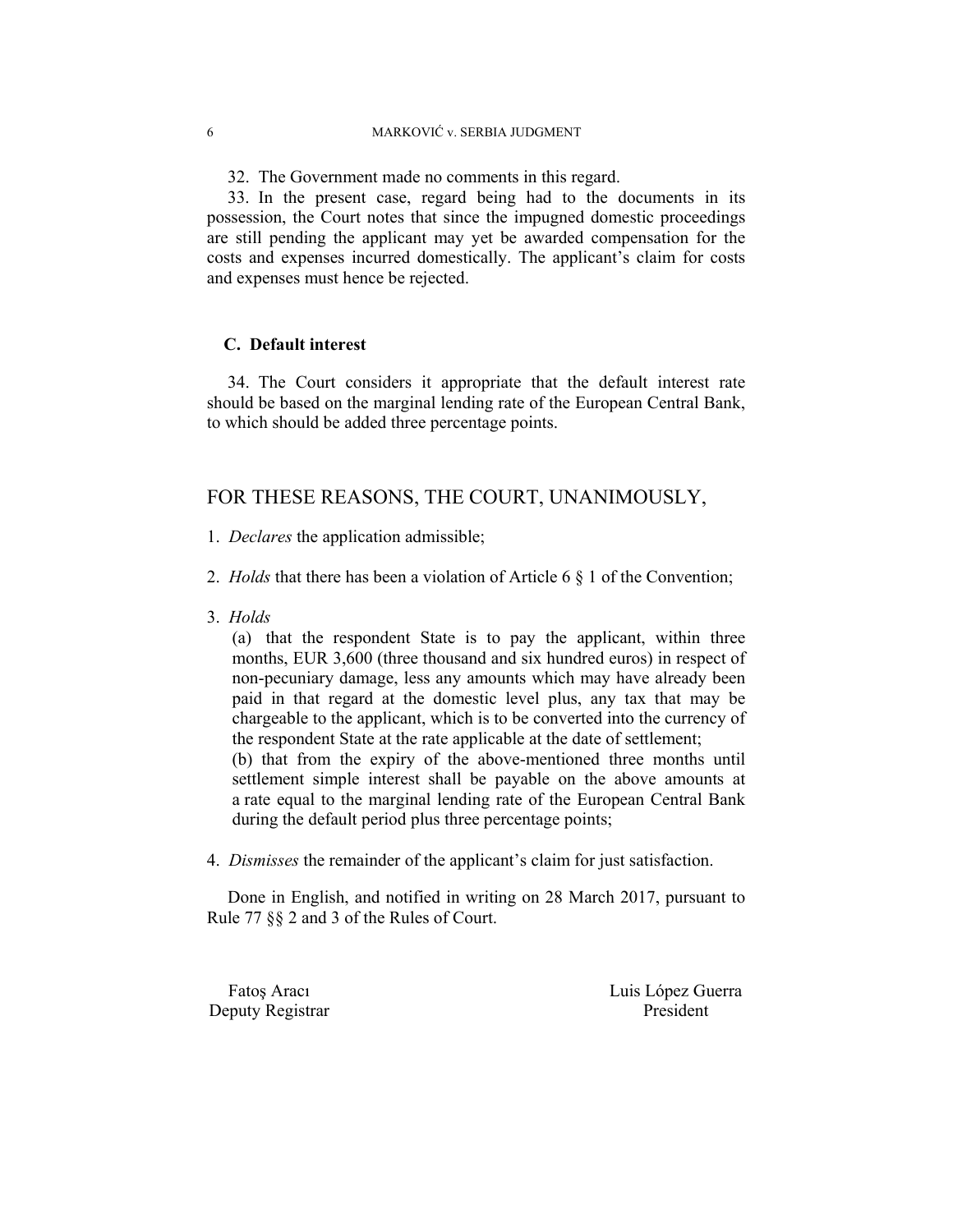32. The Government made no comments in this regard.

33. In the present case, regard being had to the documents in its possession, the Court notes that since the impugned domestic proceedings are still pending the applicant may yet be awarded compensation for the costs and expenses incurred domestically. The applicant's claim for costs and expenses must hence be rejected.

### C. Default interest

34. The Court considers it appropriate that the default interest rate should be based on the marginal lending rate of the European Central Bank, to which should be added three percentage points.

## FOR THESE REASONS, THE COURT, UNANIMOUSLY,

1. *Declares* the application admissible;

2. *Holds* that there has been a violation of Article 6 § 1 of the Convention;

3. *Holds*

   (a) that the respondent State is to pay the applicant, within three months, EUR 3,600 (three thousand and six hundred euros) in respect of non-pecuniary damage, less any amounts which may have already been paid in that regard at the domestic level plus, any tax that may be chargeable to the applicant, which is to be converted into the currency of the respondent State at the rate applicable at the date of settlement;

   (b) that from the expiry of the above-mentioned three months until settlement simple interest shall be payable on the above amounts at a rate equal to the marginal lending rate of the European Central Bank during the default period plus three percentage points;

4. *Dismisses* the remainder of the applicant's claim for just satisfaction.

Done in English, and notified in writing on 28 March 2017, pursuant to Rule 77 §§ 2 and 3 of the Rules of Court.

Fatoş Aracı
Deputy Registrar

Luis López Guerra
President